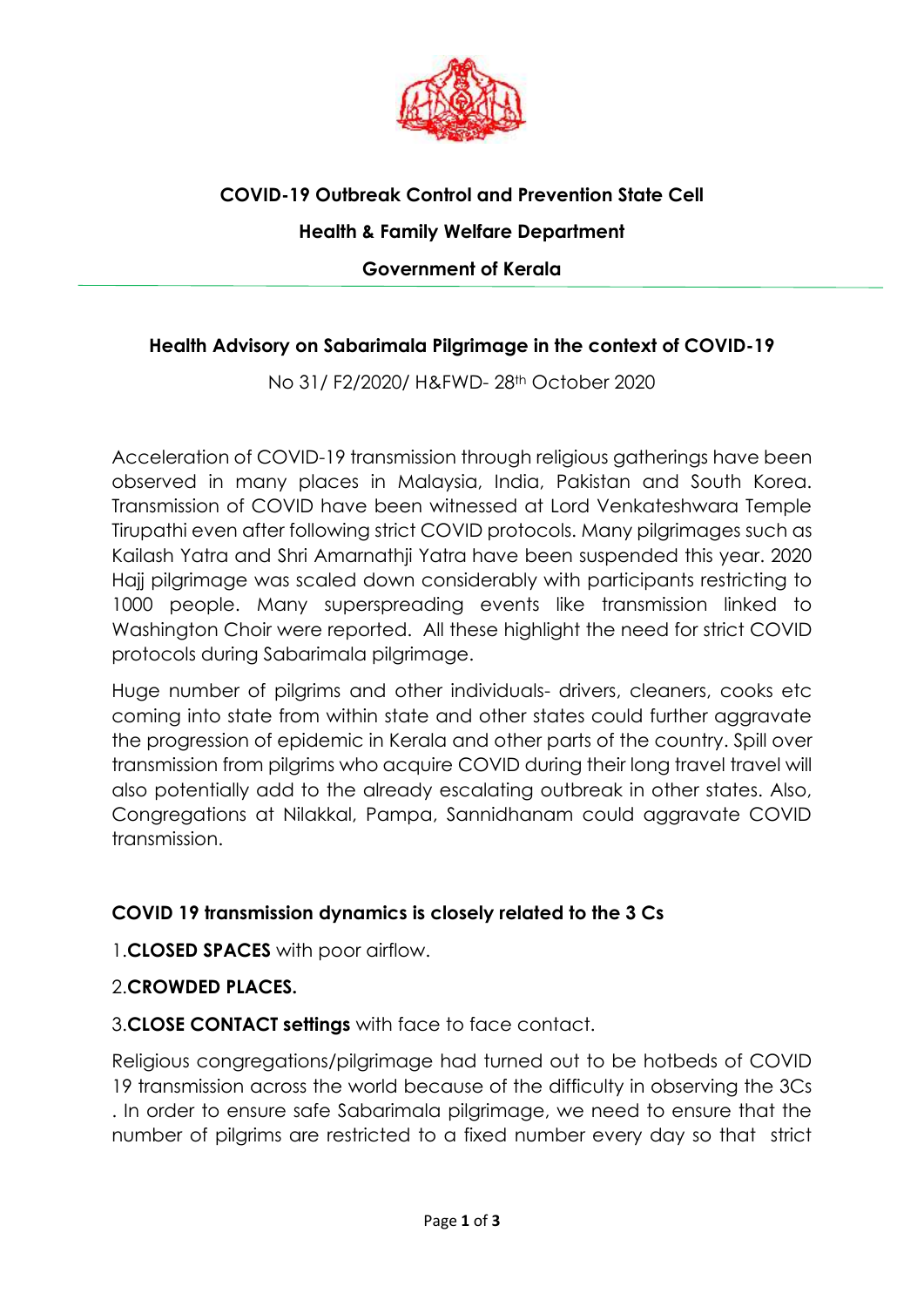**COVID-19 Outbreak Control and Prevention State Cell**

**Health & Family Welfare Department**

**Government of Kerala**

---

## Health Advisory on Sabarimala Pilgrimage in the context of COVID-19

No 31/ F2/2020/ H&FWD- 28th October 2020

Acceleration of COVID-19 transmission through religious gatherings have been observed in many places in Malaysia, India, Pakistan and South Korea. Transmission of COVID have been witnessed at Lord Venkateshwara Temple Tirupathi even after following strict COVID protocols. Many pilgrimages such as Kailash Yatra and Shri Amarnathji Yatra have been suspended this year. 2020 Hajj pilgrimage was scaled down considerably with participants restricting to 1000 people. Many superspreading events like transmission linked to Washington Choir were reported. All these highlight the need for strict COVID protocols during Sabarimala pilgrimage.

Huge number of pilgrims and other individuals- drivers, cleaners, cooks etc coming into state from within state and other states could further aggravate the progression of epidemic in Kerala and other parts of the country. Spill over transmission from pilgrims who acquire COVID during their long travel travel will also potentially add to the already escalating outbreak in other states. Also, Congregations at Nilakkal, Pampa, Sannidhanam could aggravate COVID transmission.

### COVID 19 transmission dynamics is closely related to the 3 Cs

1. **CLOSED SPACES** with poor airflow.
2. **CROWDED PLACES.**
3. **CLOSE CONTACT settings** with face to face contact.

Religious congregations/pilgrimage had turned out to be hotbeds of COVID 19 transmission across the world because of the difficulty in observing the 3Cs . In order to ensure safe Sabarimala pilgrimage, we need to ensure that the number of pilgrims are restricted to a fixed number every day so that strict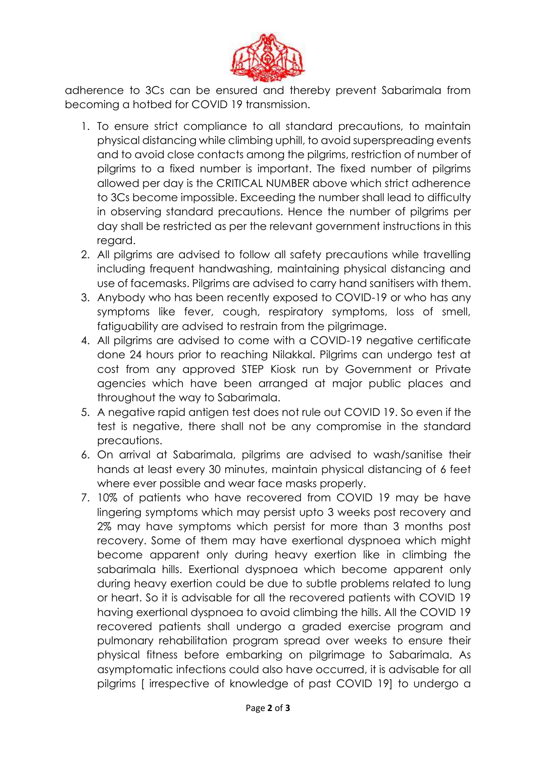adherence to 3Cs can be ensured and thereby prevent Sabarimala from becoming a hotbed for COVID 19 transmission.

1. To ensure strict compliance to all standard precautions, to maintain physical distancing while climbing uphill, to avoid superspreading events and to avoid close contacts among the pilgrims, restriction of number of pilgrims to a fixed number is important. The fixed number of pilgrims allowed per day is the CRITICAL NUMBER above which strict adherence to 3Cs become impossible. Exceeding the number shall lead to difficulty in observing standard precautions. Hence the number of pilgrims per day shall be restricted as per the relevant government instructions in this regard.
2. All pilgrims are advised to follow all safety precautions while travelling including frequent handwashing, maintaining physical distancing and use of facemasks. Pilgrims are advised to carry hand sanitisers with them.
3. Anybody who has been recently exposed to COVID-19 or who has any symptoms like fever, cough, respiratory symptoms, loss of smell, fatiguability are advised to restrain from the pilgrimage.
4. All pilgrims are advised to come with a COVID-19 negative certificate done 24 hours prior to reaching Nilakkal. Pilgrims can undergo test at cost from any approved STEP Kiosk run by Government or Private agencies which have been arranged at major public places and throughout the way to Sabarimala.
5. A negative rapid antigen test does not rule out COVID 19. So even if the test is negative, there shall not be any compromise in the standard precautions.
6. On arrival at Sabarimala, pilgrims are advised to wash/sanitise their hands at least every 30 minutes, maintain physical distancing of 6 feet where ever possible and wear face masks properly.
7. 10% of patients who have recovered from COVID 19 may be have lingering symptoms which may persist upto 3 weeks post recovery and 2% may have symptoms which persist for more than 3 months post recovery. Some of them may have exertional dyspnoea which might become apparent only during heavy exertion like in climbing the sabarimala hills. Exertional dyspnoea which become apparent only during heavy exertion could be due to subtle problems related to lung or heart. So it is advisable for all the recovered patients with COVID 19 having exertional dyspnoea to avoid climbing the hills. All the COVID 19 recovered patients shall undergo a graded exercise program and pulmonary rehabilitation program spread over weeks to ensure their physical fitness before embarking on pilgrimage to Sabarimala. As asymptomatic infections could also have occurred, it is advisable for all pilgrims [ irrespective of knowledge of past COVID 19] to undergo a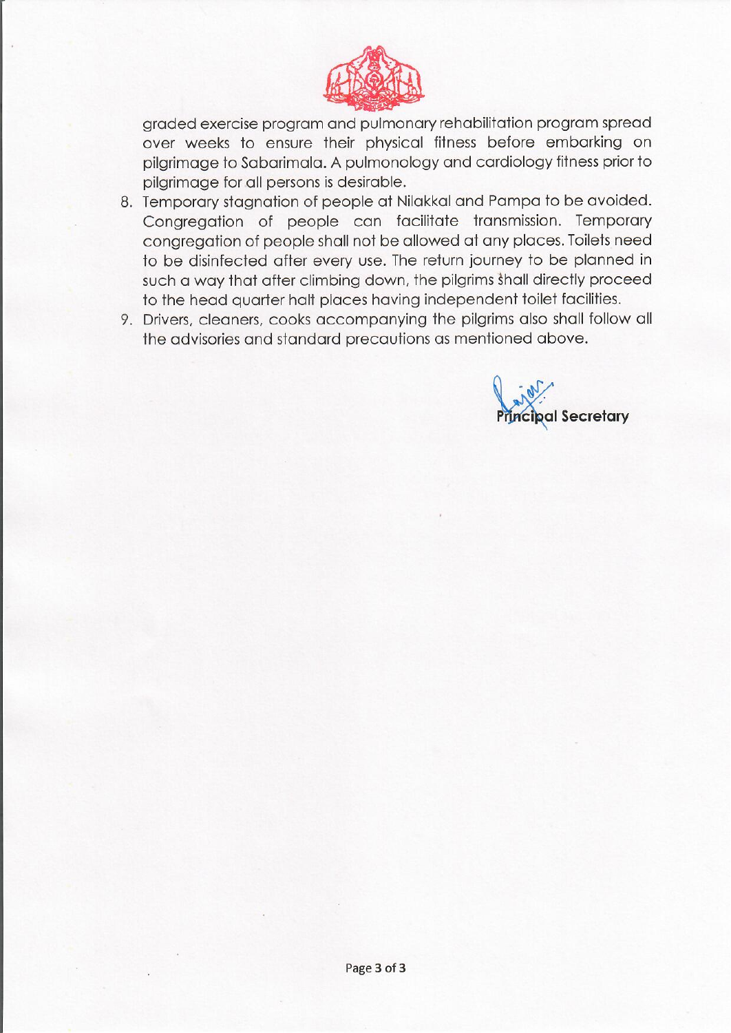graded exercise program and pulmonary rehabilitation program spread over weeks to ensure their physical fitness before embarking on pilgrimage to Sabarimala. A pulmonology and cardiology fitness prior to pilgrimage for all persons is desirable.

8. Temporary stagnation of people at Nilakkal and Pampa to be avoided. Congregation of people can facilitate transmission. Temporary congregation of people shall not be allowed at any places. Toilets need to be disinfected after every use. The return journey to be planned in such a way that after climbing down, the pilgrims shall directly proceed to the head quarter halt places having independent toilet facilities.
9. Drivers, cleaners, cooks accompanying the pilgrims also shall follow all the advisories and standard precautions as mentioned above.

**Principal Secretary**